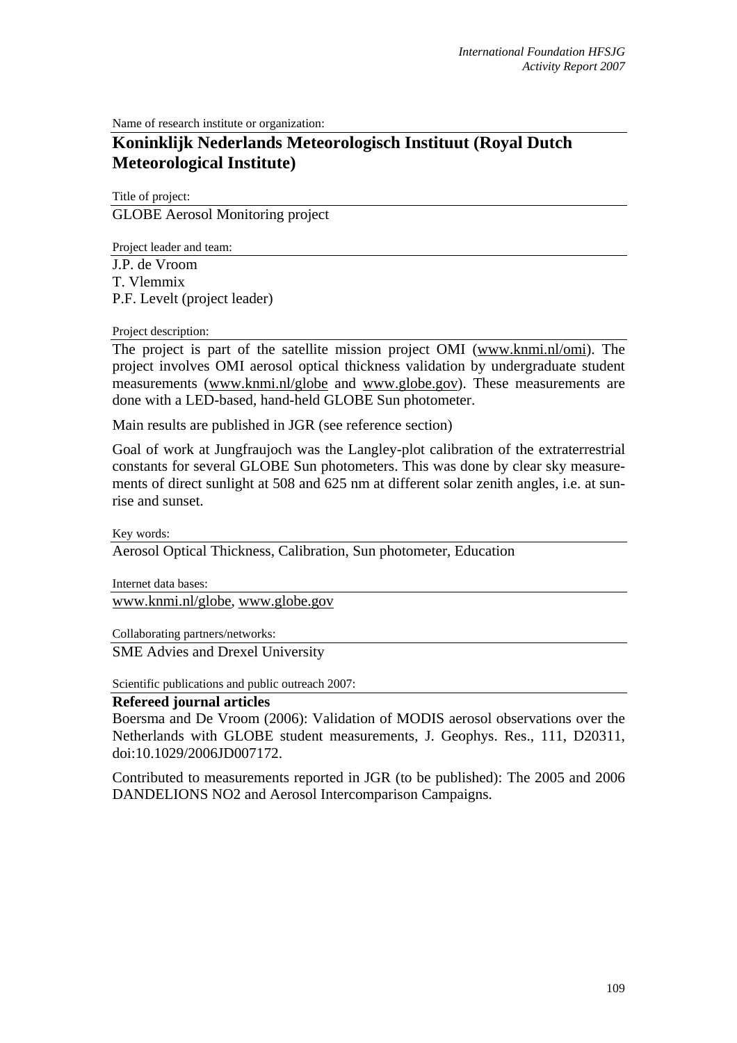Name of research institute or organization:

## Koninklijk Nederlands Meteorologisch Instituut (Royal Dutch Meteorological Institute)

Title of project:

GLOBE Aerosol Monitoring project

Project leader and team:

J.P. de Vroom
T. Vlemmix
P.F. Levelt (project leader)

Project description:

The project is part of the satellite mission project OMI (www.knmi.nl/omi). The project involves OMI aerosol optical thickness validation by undergraduate student measurements (www.knmi.nl/globe and www.globe.gov). These measurements are done with a LED-based, hand-held GLOBE Sun photometer.

Main results are published in JGR (see reference section)

Goal of work at Jungfraujoch was the Langley-plot calibration of the extraterrestrial constants for several GLOBE Sun photometers. This was done by clear sky measurements of direct sunlight at 508 and 625 nm at different solar zenith angles, i.e. at sunrise and sunset.

Key words:

Aerosol Optical Thickness, Calibration, Sun photometer, Education

Internet data bases:

www.knmi.nl/globe, www.globe.gov

Collaborating partners/networks:

SME Advies and Drexel University

Scientific publications and public outreach 2007:

**Refereed journal articles**

Boersma and De Vroom (2006): Validation of MODIS aerosol observations over the Netherlands with GLOBE student measurements, J. Geophys. Res., 111, D20311, doi:10.1029/2006JD007172.

Contributed to measurements reported in JGR (to be published): The 2005 and 2006 DANDELIONS NO2 and Aerosol Intercomparison Campaigns.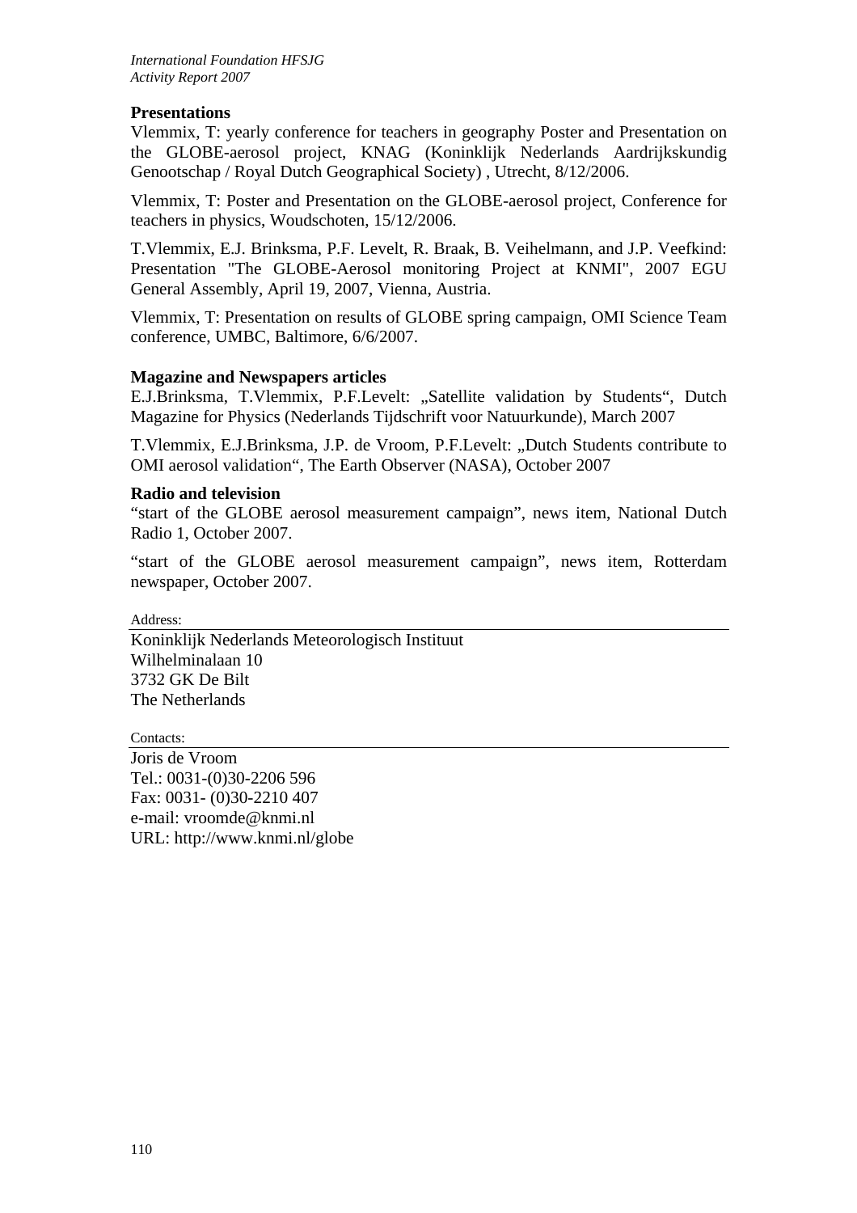### Presentations

Vlemmix, T: yearly conference for teachers in geography Poster and Presentation on the GLOBE-aerosol project, KNAG (Koninklijk Nederlands Aardrijkskundig Genootschap / Royal Dutch Geographical Society) , Utrecht, 8/12/2006.

Vlemmix, T: Poster and Presentation on the GLOBE-aerosol project, Conference for teachers in physics, Woudschoten, 15/12/2006.

T.Vlemmix, E.J. Brinksma, P.F. Levelt, R. Braak, B. Veihelmann, and J.P. Veefkind: Presentation "The GLOBE-Aerosol monitoring Project at KNMI", 2007 EGU General Assembly, April 19, 2007, Vienna, Austria.

Vlemmix, T: Presentation on results of GLOBE spring campaign, OMI Science Team conference, UMBC, Baltimore, 6/6/2007.

### Magazine and Newspapers articles

E.J.Brinksma, T.Vlemmix, P.F.Levelt: „Satellite validation by Students“, Dutch Magazine for Physics (Nederlands Tijdschrift voor Natuurkunde), March 2007

T.Vlemmix, E.J.Brinksma, J.P. de Vroom, P.F.Levelt: „Dutch Students contribute to OMI aerosol validation“, The Earth Observer (NASA), October 2007

### Radio and television

“start of the GLOBE aerosol measurement campaign”, news item, National Dutch Radio 1, October 2007.

“start of the GLOBE aerosol measurement campaign”, news item, Rotterdam newspaper, October 2007.

Address:

Koninklijk Nederlands Meteorologisch Instituut
Wilhelminalaan 10
3732 GK De Bilt
The Netherlands

Contacts:

Joris de Vroom
Tel.: 0031-(0)30-2206 596
Fax: 0031- (0)30-2210 407
e-mail: vroomde@knmi.nl
URL: http://www.knmi.nl/globe